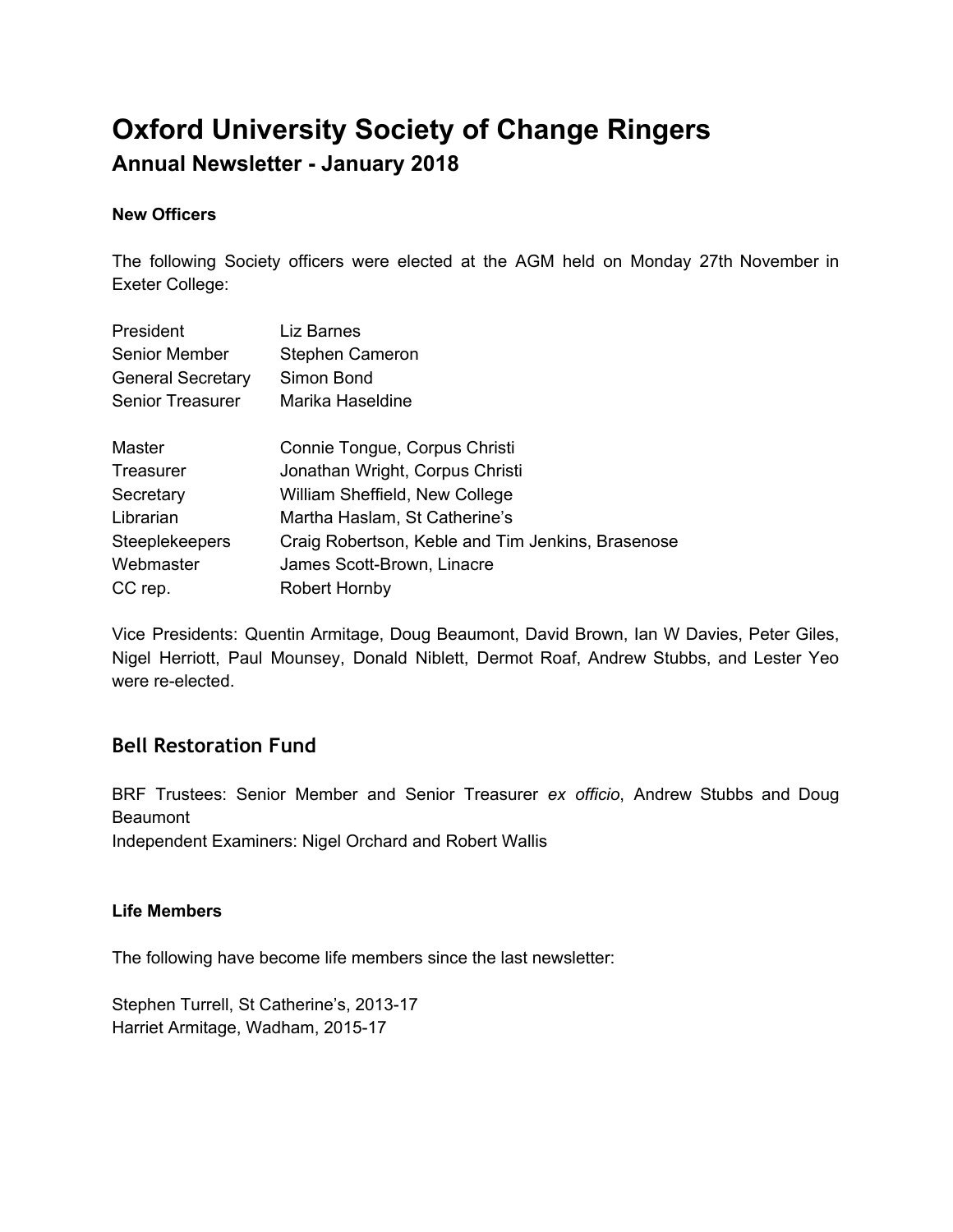# Oxford University Society of Change Ringers

## Annual Newsletter - January 2018

### New Officers

The following Society officers were elected at the AGM held on Monday 27th November in Exeter College:

| | |
|---|---|
| President | Liz Barnes |
| Senior Member | Stephen Cameron |
| General Secretary | Simon Bond |
| Senior Treasurer | Marika Haseldine |

| | |
|---|---|
| Master | Connie Tongue, Corpus Christi |
| Treasurer | Jonathan Wright, Corpus Christi |
| Secretary | William Sheffield, New College |
| Librarian | Martha Haslam, St Catherine's |
| Steeplekeepers | Craig Robertson, Keble and Tim Jenkins, Brasenose |
| Webmaster | James Scott-Brown, Linacre |
| CC rep. | Robert Hornby |

Vice Presidents: Quentin Armitage, Doug Beaumont, David Brown, Ian W Davies, Peter Giles, Nigel Herriott, Paul Mounsey, Donald Niblett, Dermot Roaf, Andrew Stubbs, and Lester Yeo were re-elected.

## Bell Restoration Fund

BRF Trustees: Senior Member and Senior Treasurer *ex officio*, Andrew Stubbs and Doug Beaumont
Independent Examiners: Nigel Orchard and Robert Wallis

### Life Members

The following have become life members since the last newsletter:

Stephen Turrell, St Catherine's, 2013-17
Harriet Armitage, Wadham, 2015-17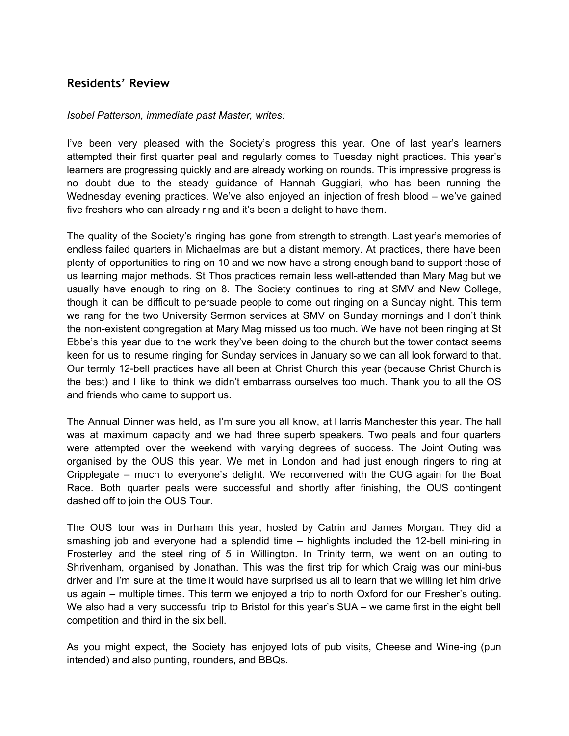## Residents' Review

*Isobel Patterson, immediate past Master, writes:*

I've been very pleased with the Society's progress this year. One of last year's learners attempted their first quarter peal and regularly comes to Tuesday night practices. This year's learners are progressing quickly and are already working on rounds. This impressive progress is no doubt due to the steady guidance of Hannah Guggiari, who has been running the Wednesday evening practices. We've also enjoyed an injection of fresh blood – we've gained five freshers who can already ring and it's been a delight to have them.

The quality of the Society's ringing has gone from strength to strength. Last year's memories of endless failed quarters in Michaelmas are but a distant memory. At practices, there have been plenty of opportunities to ring on 10 and we now have a strong enough band to support those of us learning major methods. St Thos practices remain less well-attended than Mary Mag but we usually have enough to ring on 8. The Society continues to ring at SMV and New College, though it can be difficult to persuade people to come out ringing on a Sunday night. This term we rang for the two University Sermon services at SMV on Sunday mornings and I don't think the non-existent congregation at Mary Mag missed us too much. We have not been ringing at St Ebbe's this year due to the work they've been doing to the church but the tower contact seems keen for us to resume ringing for Sunday services in January so we can all look forward to that. Our termly 12-bell practices have all been at Christ Church this year (because Christ Church is the best) and I like to think we didn't embarrass ourselves too much. Thank you to all the OS and friends who came to support us.

The Annual Dinner was held, as I'm sure you all know, at Harris Manchester this year. The hall was at maximum capacity and we had three superb speakers. Two peals and four quarters were attempted over the weekend with varying degrees of success. The Joint Outing was organised by the OUS this year. We met in London and had just enough ringers to ring at Cripplegate – much to everyone's delight. We reconvened with the CUG again for the Boat Race. Both quarter peals were successful and shortly after finishing, the OUS contingent dashed off to join the OUS Tour.

The OUS tour was in Durham this year, hosted by Catrin and James Morgan. They did a smashing job and everyone had a splendid time – highlights included the 12-bell mini-ring in Frosterley and the steel ring of 5 in Willington. In Trinity term, we went on an outing to Shrivenham, organised by Jonathan. This was the first trip for which Craig was our mini-bus driver and I'm sure at the time it would have surprised us all to learn that we willing let him drive us again – multiple times. This term we enjoyed a trip to north Oxford for our Fresher's outing. We also had a very successful trip to Bristol for this year's SUA – we came first in the eight bell competition and third in the six bell.

As you might expect, the Society has enjoyed lots of pub visits, Cheese and Wine-ing (pun intended) and also punting, rounders, and BBQs.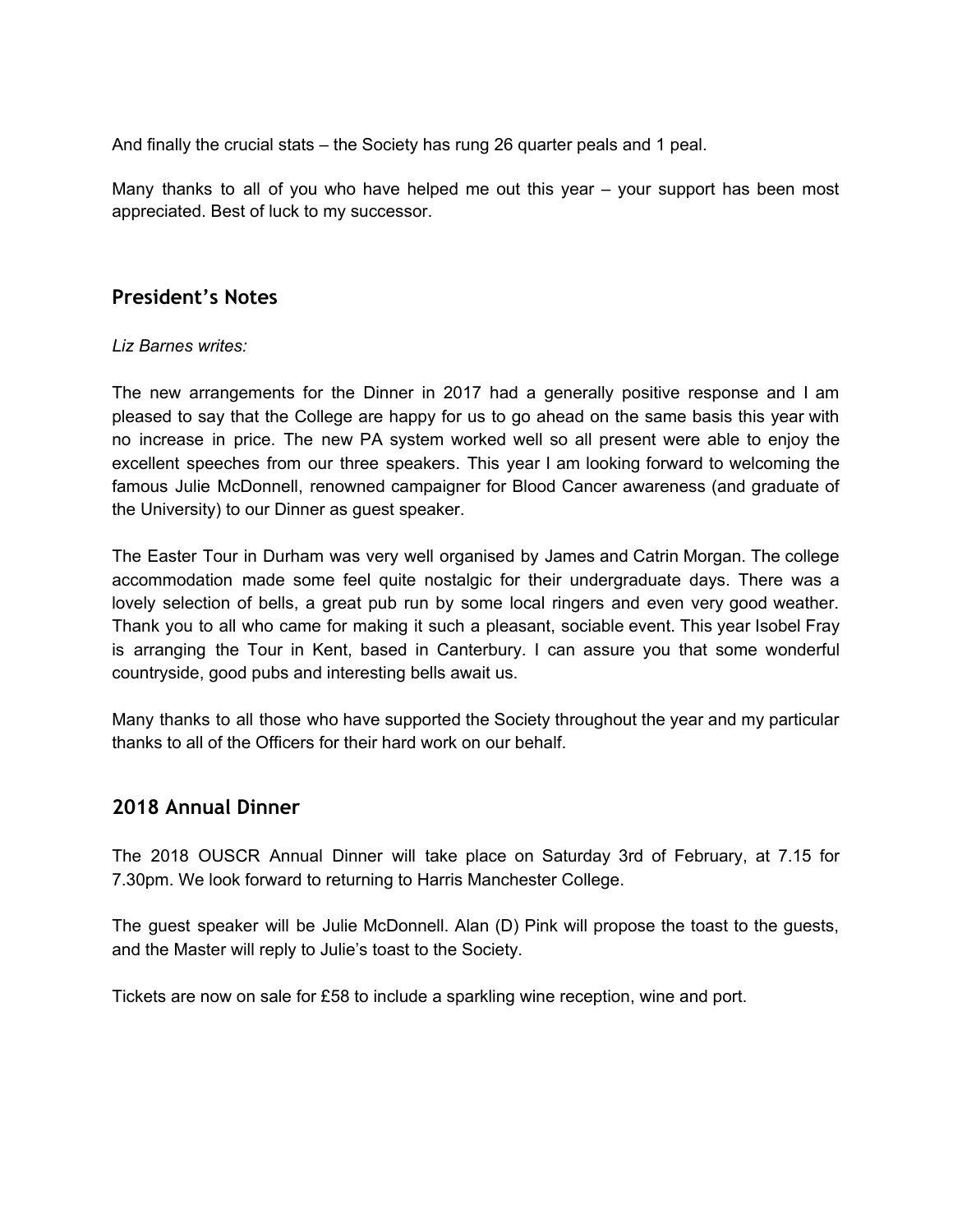And finally the crucial stats – the Society has rung 26 quarter peals and 1 peal.

Many thanks to all of you who have helped me out this year – your support has been most appreciated. Best of luck to my successor.

## President's Notes

*Liz Barnes writes:*

The new arrangements for the Dinner in 2017 had a generally positive response and I am pleased to say that the College are happy for us to go ahead on the same basis this year with no increase in price. The new PA system worked well so all present were able to enjoy the excellent speeches from our three speakers. This year I am looking forward to welcoming the famous Julie McDonnell, renowned campaigner for Blood Cancer awareness (and graduate of the University) to our Dinner as guest speaker.

The Easter Tour in Durham was very well organised by James and Catrin Morgan. The college accommodation made some feel quite nostalgic for their undergraduate days. There was a lovely selection of bells, a great pub run by some local ringers and even very good weather. Thank you to all who came for making it such a pleasant, sociable event. This year Isobel Fray is arranging the Tour in Kent, based in Canterbury. I can assure you that some wonderful countryside, good pubs and interesting bells await us.

Many thanks to all those who have supported the Society throughout the year and my particular thanks to all of the Officers for their hard work on our behalf.

## 2018 Annual Dinner

The 2018 OUSCR Annual Dinner will take place on Saturday 3rd of February, at 7.15 for 7.30pm. We look forward to returning to Harris Manchester College.

The guest speaker will be Julie McDonnell. Alan (D) Pink will propose the toast to the guests, and the Master will reply to Julie's toast to the Society.

Tickets are now on sale for £58 to include a sparkling wine reception, wine and port.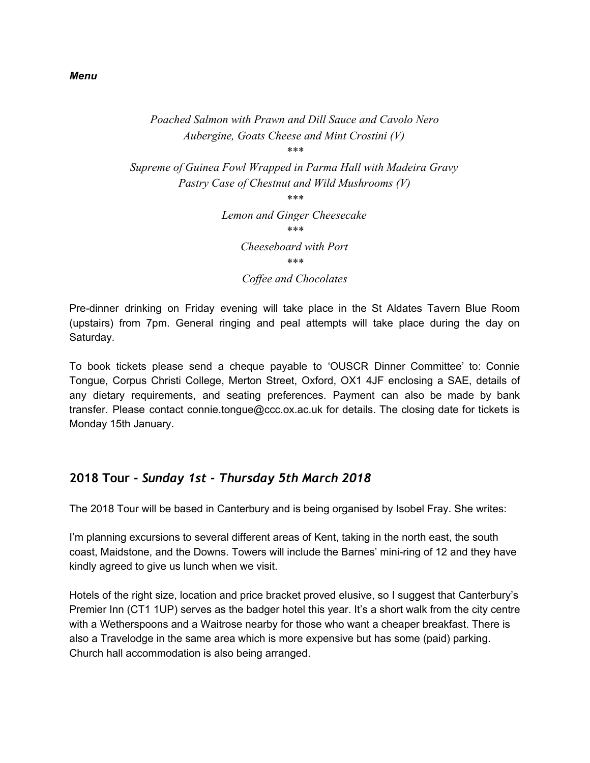***Menu***

*Poached Salmon with Prawn and Dill Sauce and Cavolo Nero*
*Aubergine, Goats Cheese and Mint Crostini (V)*
*\*\*\**
*Supreme of Guinea Fowl Wrapped in Parma Hall with Madeira Gravy*
*Pastry Case of Chestnut and Wild Mushrooms (V)*
*\*\*\**
*Lemon and Ginger Cheesecake*
*\*\*\**
*Cheeseboard with Port*
*\*\*\**
*Coffee and Chocolates*

Pre-dinner drinking on Friday evening will take place in the St Aldates Tavern Blue Room (upstairs) from 7pm. General ringing and peal attempts will take place during the day on Saturday.

To book tickets please send a cheque payable to 'OUSCR Dinner Committee' to: Connie Tongue, Corpus Christi College, Merton Street, Oxford, OX1 4JF enclosing a SAE, details of any dietary requirements, and seating preferences. Payment can also be made by bank transfer. Please contact connie.tongue@ccc.ox.ac.uk for details. The closing date for tickets is Monday 15th January.

## 2018 Tour - *Sunday 1st - Thursday 5th March 2018*

The 2018 Tour will be based in Canterbury and is being organised by Isobel Fray. She writes:

I'm planning excursions to several different areas of Kent, taking in the north east, the south coast, Maidstone, and the Downs. Towers will include the Barnes' mini-ring of 12 and they have kindly agreed to give us lunch when we visit.

Hotels of the right size, location and price bracket proved elusive, so I suggest that Canterbury's Premier Inn (CT1 1UP) serves as the badger hotel this year. It's a short walk from the city centre with a Wetherspoons and a Waitrose nearby for those who want a cheaper breakfast. There is also a Travelodge in the same area which is more expensive but has some (paid) parking. Church hall accommodation is also being arranged.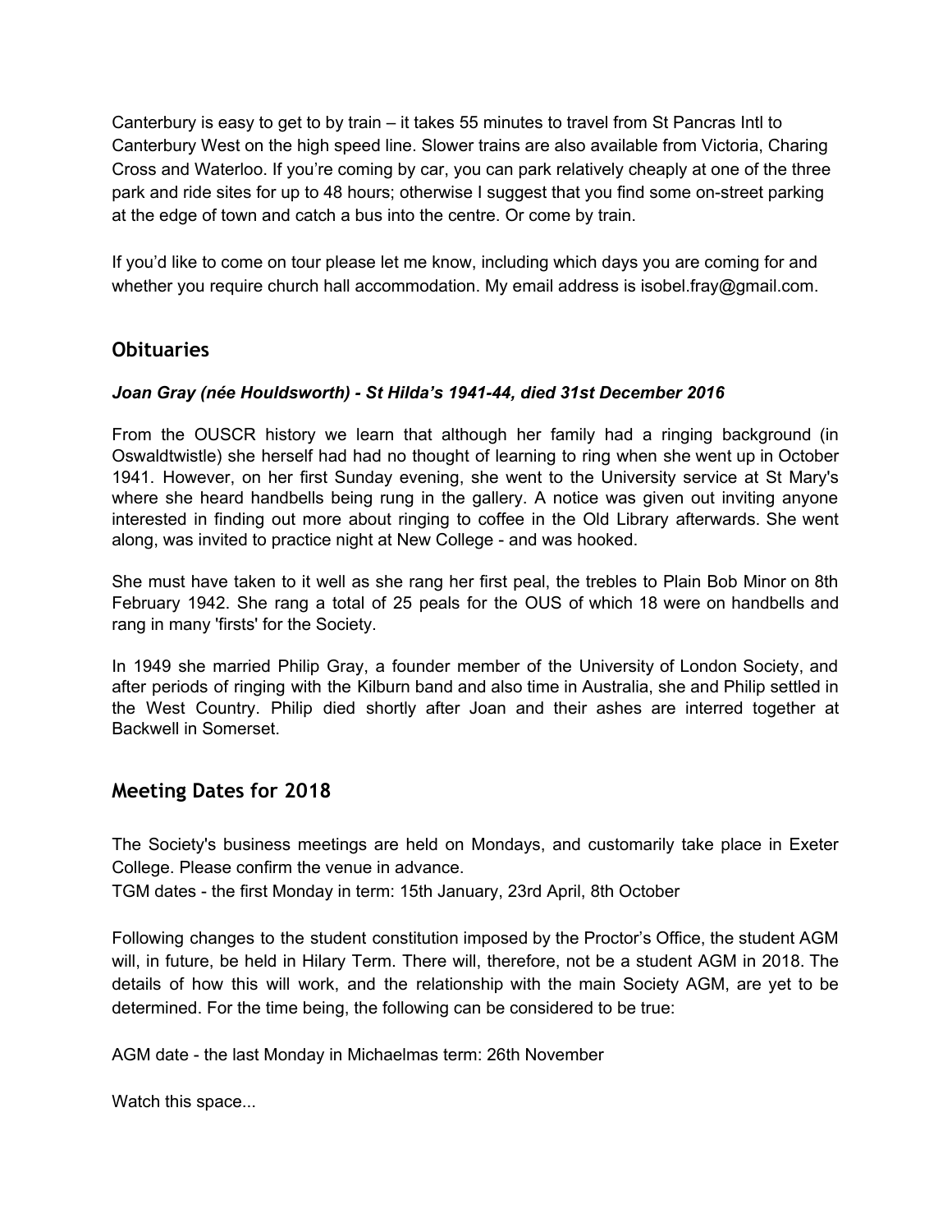Canterbury is easy to get to by train – it takes 55 minutes to travel from St Pancras Intl to Canterbury West on the high speed line. Slower trains are also available from Victoria, Charing Cross and Waterloo. If you're coming by car, you can park relatively cheaply at one of the three park and ride sites for up to 48 hours; otherwise I suggest that you find some on-street parking at the edge of town and catch a bus into the centre. Or come by train.

If you'd like to come on tour please let me know, including which days you are coming for and whether you require church hall accommodation. My email address is isobel.fray@gmail.com.

## Obituaries

***Joan Gray (née Houldsworth) - St Hilda's 1941-44, died 31st December 2016***

From the OUSCR history we learn that although her family had a ringing background (in Oswaldtwistle) she herself had had no thought of learning to ring when she went up in October 1941. However, on her first Sunday evening, she went to the University service at St Mary's where she heard handbells being rung in the gallery. A notice was given out inviting anyone interested in finding out more about ringing to coffee in the Old Library afterwards. She went along, was invited to practice night at New College - and was hooked.

She must have taken to it well as she rang her first peal, the trebles to Plain Bob Minor on 8th February 1942. She rang a total of 25 peals for the OUS of which 18 were on handbells and rang in many 'firsts' for the Society.

In 1949 she married Philip Gray, a founder member of the University of London Society, and after periods of ringing with the Kilburn band and also time in Australia, she and Philip settled in the West Country. Philip died shortly after Joan and their ashes are interred together at Backwell in Somerset.

## Meeting Dates for 2018

The Society's business meetings are held on Mondays, and customarily take place in Exeter College. Please confirm the venue in advance.
TGM dates - the first Monday in term: 15th January, 23rd April, 8th October

Following changes to the student constitution imposed by the Proctor's Office, the student AGM will, in future, be held in Hilary Term. There will, therefore, not be a student AGM in 2018. The details of how this will work, and the relationship with the main Society AGM, are yet to be determined. For the time being, the following can be considered to be true:

AGM date - the last Monday in Michaelmas term: 26th November

Watch this space...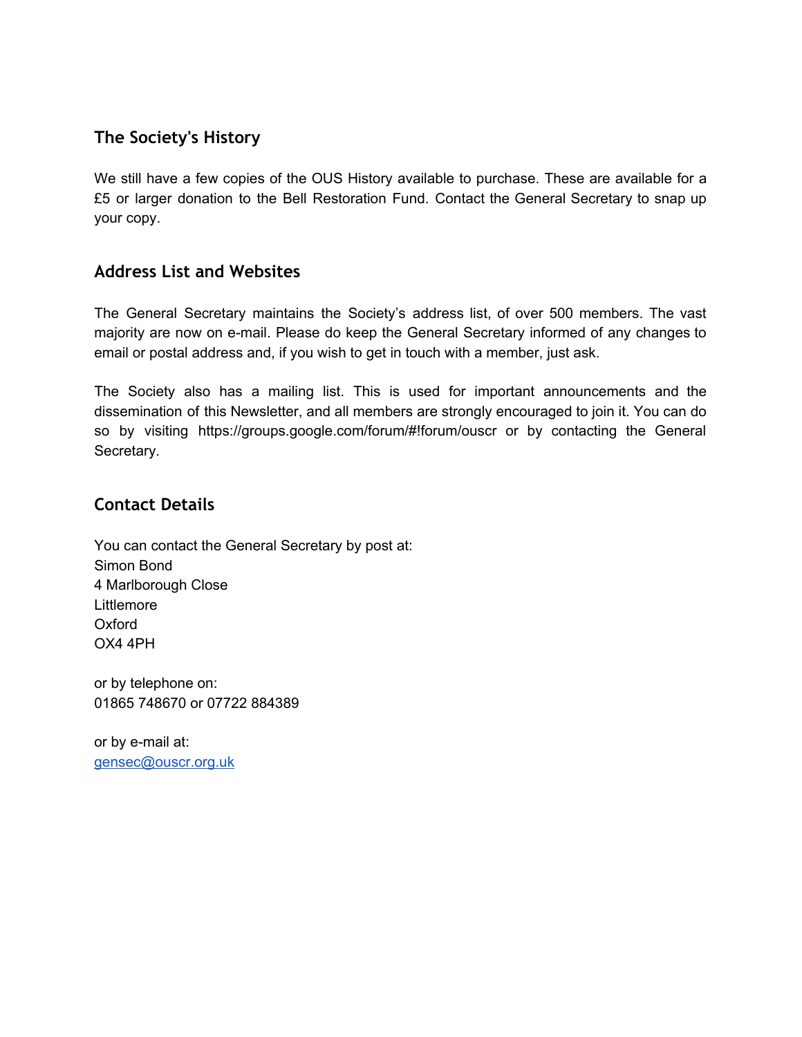## The Society's History

We still have a few copies of the OUS History available to purchase. These are available for a £5 or larger donation to the Bell Restoration Fund. Contact the General Secretary to snap up your copy.

## Address List and Websites

The General Secretary maintains the Society's address list, of over 500 members. The vast majority are now on e-mail. Please do keep the General Secretary informed of any changes to email or postal address and, if you wish to get in touch with a member, just ask.

The Society also has a mailing list. This is used for important announcements and the dissemination of this Newsletter, and all members are strongly encouraged to join it. You can do so by visiting https://groups.google.com/forum/#!forum/ouscr or by contacting the General Secretary.

## Contact Details

You can contact the General Secretary by post at:
Simon Bond
4 Marlborough Close
Littlemore
Oxford
OX4 4PH

or by telephone on:
01865 748670 or 07722 884389

or by e-mail at:
[gensec@ouscr.org.uk](mailto:gensec@ouscr.org.uk)